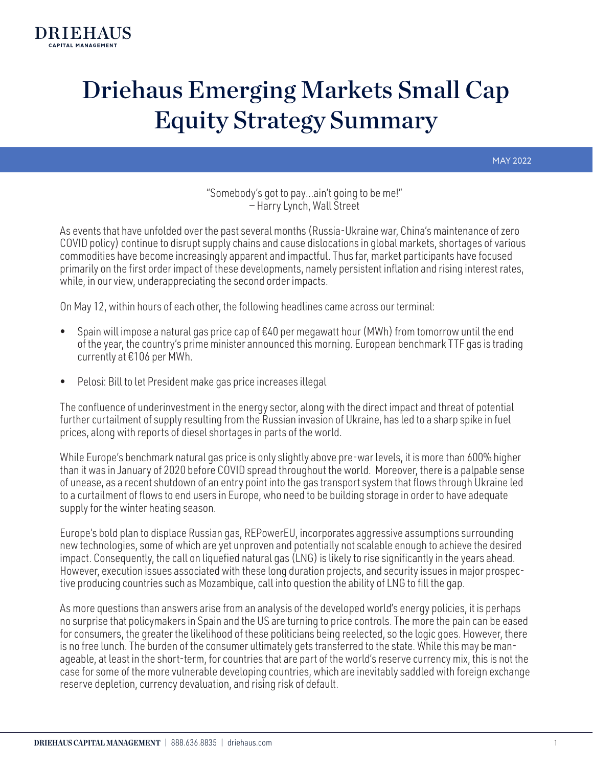DRIEHAUS
CAPITAL MANAGEMENT

# Driehaus Emerging Markets Small Cap Equity Strategy Summary

MAY 2022

"Somebody's got to pay…ain't going to be me!"
– Harry Lynch, Wall Street

As events that have unfolded over the past several months (Russia-Ukraine war, China's maintenance of zero COVID policy) continue to disrupt supply chains and cause dislocations in global markets, shortages of various commodities have become increasingly apparent and impactful. Thus far, market participants have focused primarily on the first order impact of these developments, namely persistent inflation and rising interest rates, while, in our view, underappreciating the second order impacts.

On May 12, within hours of each other, the following headlines came across our terminal:

- Spain will impose a natural gas price cap of €40 per megawatt hour (MWh) from tomorrow until the end of the year, the country's prime minister announced this morning. European benchmark TTF gas is trading currently at €106 per MWh.
- Pelosi: Bill to let President make gas price increases illegal

The confluence of underinvestment in the energy sector, along with the direct impact and threat of potential further curtailment of supply resulting from the Russian invasion of Ukraine, has led to a sharp spike in fuel prices, along with reports of diesel shortages in parts of the world.

While Europe's benchmark natural gas price is only slightly above pre-war levels, it is more than 600% higher than it was in January of 2020 before COVID spread throughout the world. Moreover, there is a palpable sense of unease, as a recent shutdown of an entry point into the gas transport system that flows through Ukraine led to a curtailment of flows to end users in Europe, who need to be building storage in order to have adequate supply for the winter heating season.

Europe's bold plan to displace Russian gas, REPowerEU, incorporates aggressive assumptions surrounding new technologies, some of which are yet unproven and potentially not scalable enough to achieve the desired impact. Consequently, the call on liquefied natural gas (LNG) is likely to rise significantly in the years ahead. However, execution issues associated with these long duration projects, and security issues in major prospective producing countries such as Mozambique, call into question the ability of LNG to fill the gap.

As more questions than answers arise from an analysis of the developed world's energy policies, it is perhaps no surprise that policymakers in Spain and the US are turning to price controls. The more the pain can be eased for consumers, the greater the likelihood of these politicians being reelected, so the logic goes. However, there is no free lunch. The burden of the consumer ultimately gets transferred to the state. While this may be manageable, at least in the short-term, for countries that are part of the world's reserve currency mix, this is not the case for some of the more vulnerable developing countries, which are inevitably saddled with foreign exchange reserve depletion, currency devaluation, and rising risk of default.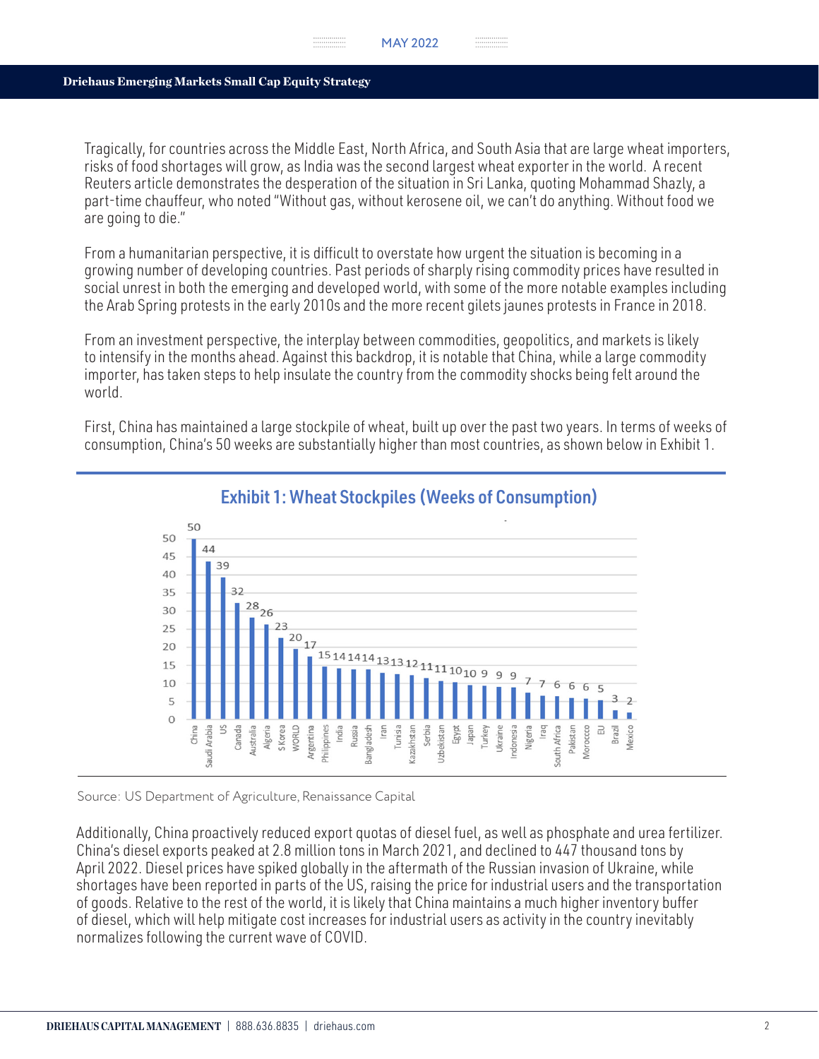Tragically, for countries across the Middle East, North Africa, and South Asia that are large wheat importers, risks of food shortages will grow, as India was the second largest wheat exporter in the world. A recent Reuters article demonstrates the desperation of the situation in Sri Lanka, quoting Mohammad Shazly, a part-time chauffeur, who noted "Without gas, without kerosene oil, we can't do anything. Without food we are going to die."

From a humanitarian perspective, it is difficult to overstate how urgent the situation is becoming in a growing number of developing countries. Past periods of sharply rising commodity prices have resulted in social unrest in both the emerging and developed world, with some of the more notable examples including the Arab Spring protests in the early 2010s and the more recent gilets jaunes protests in France in 2018.

From an investment perspective, the interplay between commodities, geopolitics, and markets is likely to intensify in the months ahead. Against this backdrop, it is notable that China, while a large commodity importer, has taken steps to help insulate the country from the commodity shocks being felt around the world.

First, China has maintained a large stockpile of wheat, built up over the past two years. In terms of weeks of consumption, China's 50 weeks are substantially higher than most countries, as shown below in Exhibit 1.

## Exhibit 1: Wheat Stockpiles (Weeks of Consumption)

| Country | Weeks of Consumption |
|---|---|
| China | 50 |
| Saudi Arabia | 44 |
| US | 39 |
| Canada | 32 |
| Australia | 28 |
| Algeria | 26 |
| S Korea | 23 |
| WORLD | 20 |
| Argentina | 17 |
| Philippines | 15 |
| India | 14 |
| Russia | 14 |
| Bangladesh | 14 |
| Iran | 13 |
| Tunisia | 13 |
| Kazakhstan | 12 |
| Serbia | 11 |
| Uzbekistan | 11 |
| Egypt | 10 |
| Japan | 10 |
| Turkey | 9 |
| Ukraine | 9 |
| Indonesia | 9 |
| Nigeria | 7 |
| Iraq | 7 |
| South Africa | 6 |
| Pakistan | 6 |
| Morocco | 6 |
| EU | 5 |
| Brazil | 3 |
| Mexico | 2 |

Source: US Department of Agriculture, Renaissance Capital

Additionally, China proactively reduced export quotas of diesel fuel, as well as phosphate and urea fertilizer. China's diesel exports peaked at 2.8 million tons in March 2021, and declined to 447 thousand tons by April 2022. Diesel prices have spiked globally in the aftermath of the Russian invasion of Ukraine, while shortages have been reported in parts of the US, raising the price for industrial users and the transportation of goods. Relative to the rest of the world, it is likely that China maintains a much higher inventory buffer of diesel, which will help mitigate cost increases for industrial users as activity in the country inevitably normalizes following the current wave of COVID.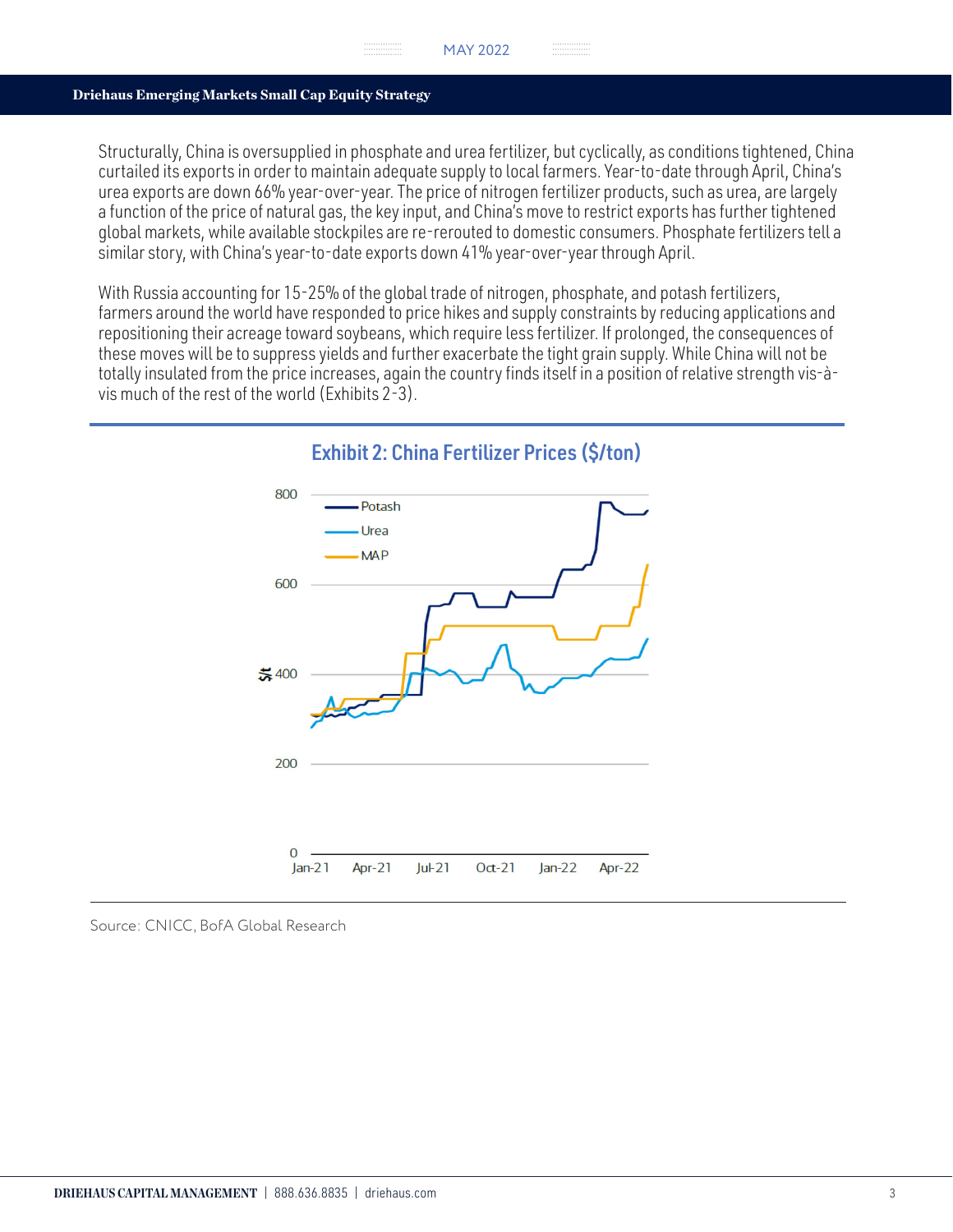Structurally, China is oversupplied in phosphate and urea fertilizer, but cyclically, as conditions tightened, China curtailed its exports in order to maintain adequate supply to local farmers. Year-to-date through April, China's urea exports are down 66% year-over-year. The price of nitrogen fertilizer products, such as urea, are largely a function of the price of natural gas, the key input, and China's move to restrict exports has further tightened global markets, while available stockpiles are re-rerouted to domestic consumers. Phosphate fertilizers tell a similar story, with China's year-to-date exports down 41% year-over-year through April.

With Russia accounting for 15-25% of the global trade of nitrogen, phosphate, and potash fertilizers, farmers around the world have responded to price hikes and supply constraints by reducing applications and repositioning their acreage toward soybeans, which require less fertilizer. If prolonged, the consequences of these moves will be to suppress yields and further exacerbate the tight grain supply. While China will not be totally insulated from the price increases, again the country finds itself in a position of relative strength vis-à-vis much of the rest of the world (Exhibits 2-3).

## Exhibit 2: China Fertilizer Prices ($/ton)

Source: CNICC, BofA Global Research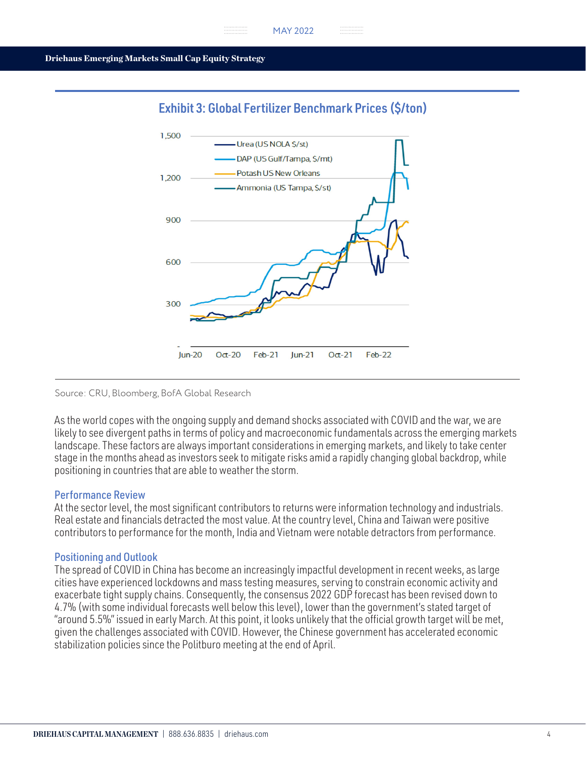## Exhibit 3: Global Fertilizer Benchmark Prices ($/ton)

Source: CRU, Bloomberg, BofA Global Research

As the world copes with the ongoing supply and demand shocks associated with COVID and the war, we are likely to see divergent paths in terms of policy and macroeconomic fundamentals across the emerging markets landscape. These factors are always important considerations in emerging markets, and likely to take center stage in the months ahead as investors seek to mitigate risks amid a rapidly changing global backdrop, while positioning in countries that are able to weather the storm.

### Performance Review

At the sector level, the most significant contributors to returns were information technology and industrials. Real estate and financials detracted the most value. At the country level, China and Taiwan were positive contributors to performance for the month, India and Vietnam were notable detractors from performance.

### Positioning and Outlook

The spread of COVID in China has become an increasingly impactful development in recent weeks, as large cities have experienced lockdowns and mass testing measures, serving to constrain economic activity and exacerbate tight supply chains. Consequently, the consensus 2022 GDP forecast has been revised down to 4.7% (with some individual forecasts well below this level), lower than the government's stated target of "around 5.5%" issued in early March. At this point, it looks unlikely that the official growth target will be met, given the challenges associated with COVID. However, the Chinese government has accelerated economic stabilization policies since the Politburo meeting at the end of April.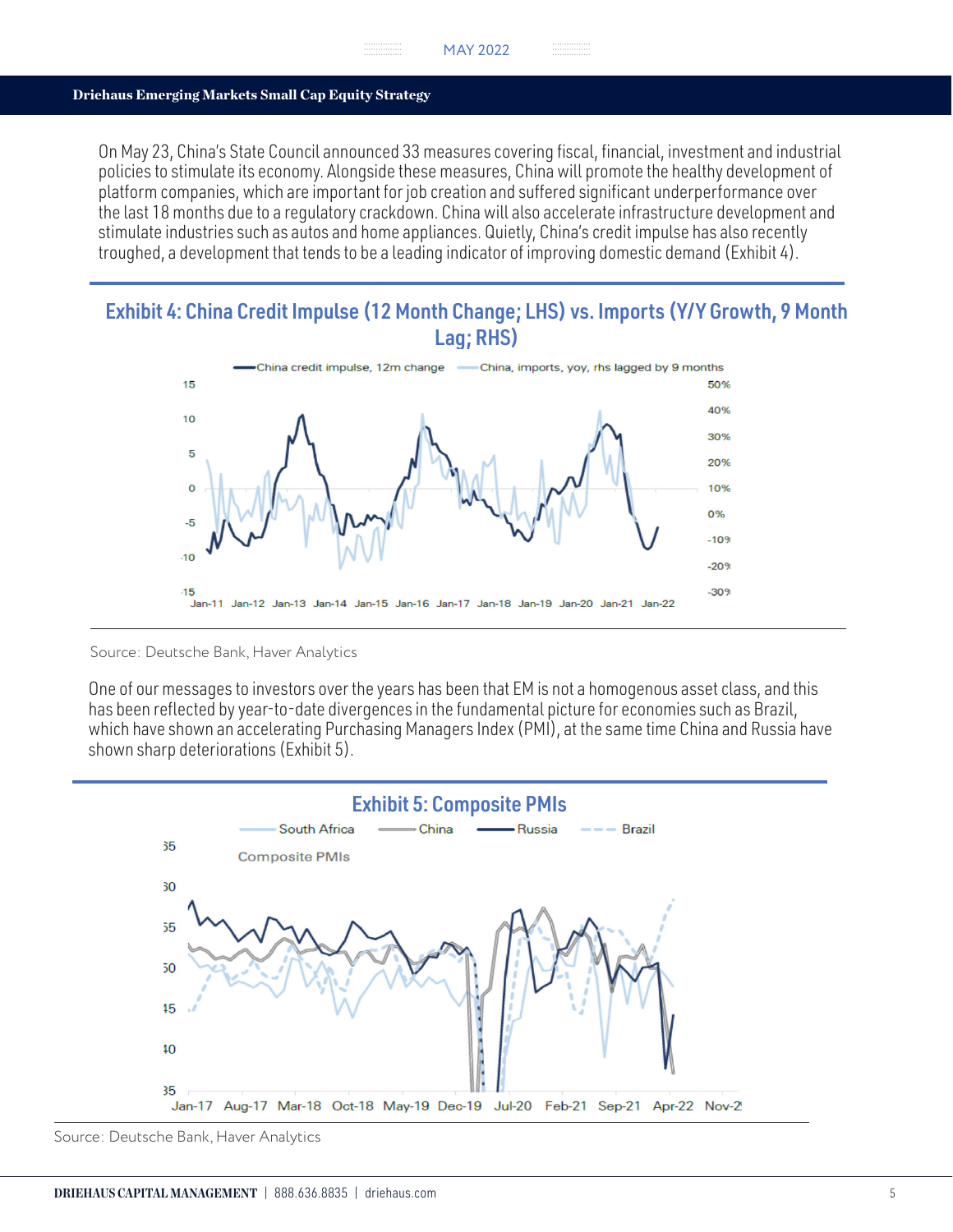On May 23, China's State Council announced 33 measures covering fiscal, financial, investment and industrial policies to stimulate its economy. Alongside these measures, China will promote the healthy development of platform companies, which are important for job creation and suffered significant underperformance over the last 18 months due to a regulatory crackdown. China will also accelerate infrastructure development and stimulate industries such as autos and home appliances. Quietly, China's credit impulse has also recently troughed, a development that tends to be a leading indicator of improving domestic demand (Exhibit 4).

## Exhibit 4: China Credit Impulse (12 Month Change; LHS) vs. Imports (Y/Y Growth, 9 Month Lag; RHS)

Source: Deutsche Bank, Haver Analytics

One of our messages to investors over the years has been that EM is not a homogenous asset class, and this has been reflected by year-to-date divergences in the fundamental picture for economies such as Brazil, which have shown an accelerating Purchasing Managers Index (PMI), at the same time China and Russia have shown sharp deteriorations (Exhibit 5).

## Exhibit 5: Composite PMIs

Source: Deutsche Bank, Haver Analytics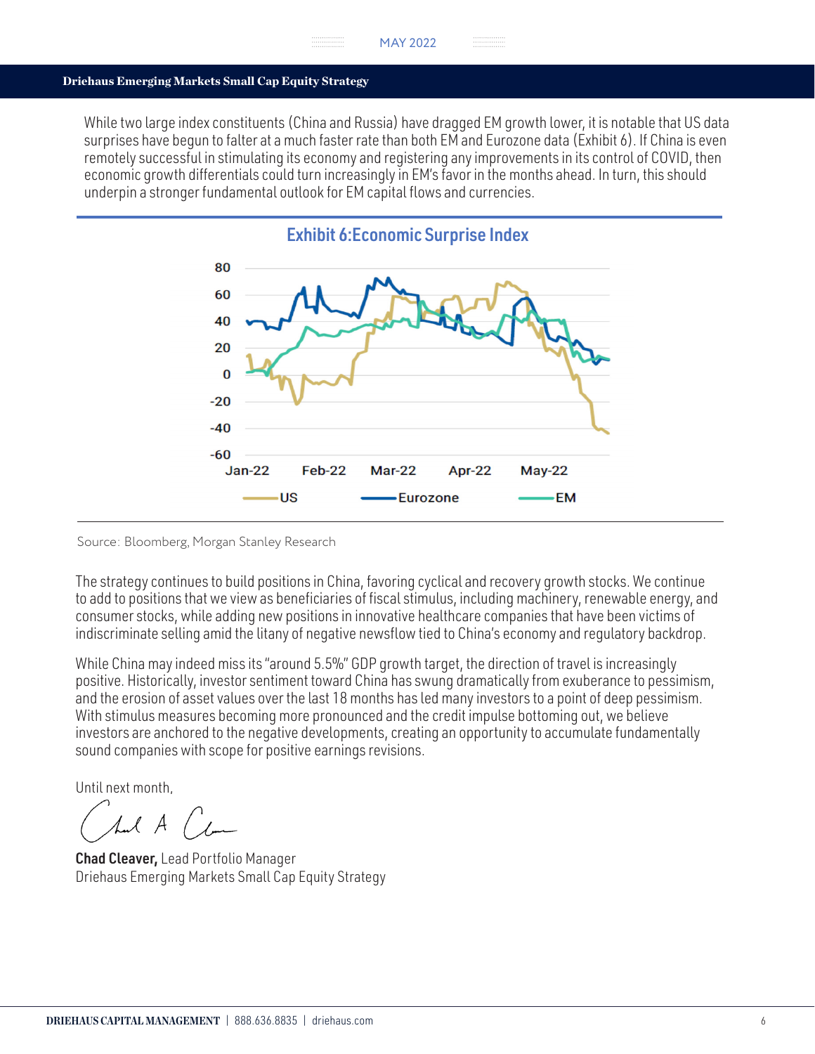While two large index constituents (China and Russia) have dragged EM growth lower, it is notable that US data surprises have begun to falter at a much faster rate than both EM and Eurozone data (Exhibit 6). If China is even remotely successful in stimulating its economy and registering any improvements in its control of COVID, then economic growth differentials could turn increasingly in EM's favor in the months ahead. In turn, this should underpin a stronger fundamental outlook for EM capital flows and currencies.

**Exhibit 6:Economic Surprise Index**

Source: Bloomberg, Morgan Stanley Research

The strategy continues to build positions in China, favoring cyclical and recovery growth stocks. We continue to add to positions that we view as beneficiaries of fiscal stimulus, including machinery, renewable energy, and consumer stocks, while adding new positions in innovative healthcare companies that have been victims of indiscriminate selling amid the litany of negative newsflow tied to China's economy and regulatory backdrop.

While China may indeed miss its "around 5.5%" GDP growth target, the direction of travel is increasingly positive. Historically, investor sentiment toward China has swung dramatically from exuberance to pessimism, and the erosion of asset values over the last 18 months has led many investors to a point of deep pessimism. With stimulus measures becoming more pronounced and the credit impulse bottoming out, we believe investors are anchored to the negative developments, creating an opportunity to accumulate fundamentally sound companies with scope for positive earnings revisions.

Until next month,

**Chad Cleaver,** Lead Portfolio Manager
Driehaus Emerging Markets Small Cap Equity Strategy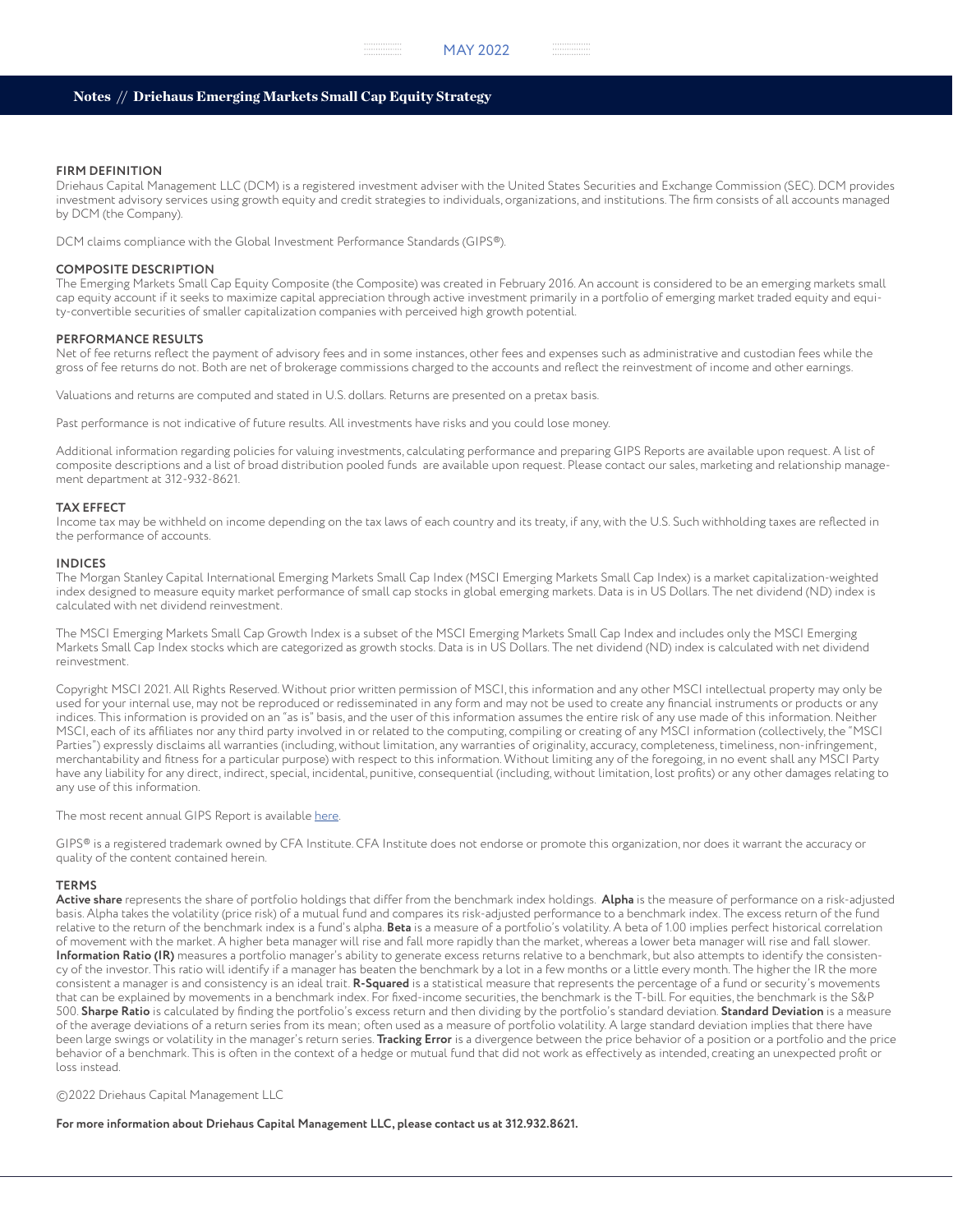## Notes // Driehaus Emerging Markets Small Cap Equity Strategy

**FIRM DEFINITION**

Driehaus Capital Management LLC (DCM) is a registered investment adviser with the United States Securities and Exchange Commission (SEC). DCM provides investment advisory services using growth equity and credit strategies to individuals, organizations, and institutions. The firm consists of all accounts managed by DCM (the Company).

DCM claims compliance with the Global Investment Performance Standards (GIPS®).

**COMPOSITE DESCRIPTION**

The Emerging Markets Small Cap Equity Composite (the Composite) was created in February 2016. An account is considered to be an emerging markets small cap equity account if it seeks to maximize capital appreciation through active investment primarily in a portfolio of emerging market traded equity and equity-convertible securities of smaller capitalization companies with perceived high growth potential.

**PERFORMANCE RESULTS**

Net of fee returns reflect the payment of advisory fees and in some instances, other fees and expenses such as administrative and custodian fees while the gross of fee returns do not. Both are net of brokerage commissions charged to the accounts and reflect the reinvestment of income and other earnings.

Valuations and returns are computed and stated in U.S. dollars. Returns are presented on a pretax basis.

Past performance is not indicative of future results. All investments have risks and you could lose money.

Additional information regarding policies for valuing investments, calculating performance and preparing GIPS Reports are available upon request. A list of composite descriptions and a list of broad distribution pooled funds are available upon request. Please contact our sales, marketing and relationship management department at 312-932-8621.

**TAX EFFECT**

Income tax may be withheld on income depending on the tax laws of each country and its treaty, if any, with the U.S. Such withholding taxes are reflected in the performance of accounts.

**INDICES**

The Morgan Stanley Capital International Emerging Markets Small Cap Index (MSCI Emerging Markets Small Cap Index) is a market capitalization-weighted index designed to measure equity market performance of small cap stocks in global emerging markets. Data is in US Dollars. The net dividend (ND) index is calculated with net dividend reinvestment.

The MSCI Emerging Markets Small Cap Growth Index is a subset of the MSCI Emerging Markets Small Cap Index and includes only the MSCI Emerging Markets Small Cap Index stocks which are categorized as growth stocks. Data is in US Dollars. The net dividend (ND) index is calculated with net dividend reinvestment.

Copyright MSCI 2021. All Rights Reserved. Without prior written permission of MSCI, this information and any other MSCI intellectual property may only be used for your internal use, may not be reproduced or redisseminated in any form and may not be used to create any financial instruments or products or any indices. This information is provided on an "as is" basis, and the user of this information assumes the entire risk of any use made of this information. Neither MSCI, each of its affiliates nor any third party involved in or related to the computing, compiling or creating of any MSCI information (collectively, the "MSCI Parties") expressly disclaims all warranties (including, without limitation, any warranties of originality, accuracy, completeness, timeliness, non-infringement, merchantability and fitness for a particular purpose) with respect to this information. Without limiting any of the foregoing, in no event shall any MSCI Party have any liability for any direct, indirect, special, incidental, punitive, consequential (including, without limitation, lost profits) or any other damages relating to any use of this information.

The most recent annual GIPS Report is available here.

GIPS® is a registered trademark owned by CFA Institute. CFA Institute does not endorse or promote this organization, nor does it warrant the accuracy or quality of the content contained herein.

**TERMS**

**Active share** represents the share of portfolio holdings that differ from the benchmark index holdings. **Alpha** is the measure of performance on a risk-adjusted basis. Alpha takes the volatility (price risk) of a mutual fund and compares its risk-adjusted performance to a benchmark index. The excess return of the fund relative to the return of the benchmark index is a fund's alpha. **Beta** is a measure of a portfolio's volatility. A beta of 1.00 implies perfect historical correlation of movement with the market. A higher beta manager will rise and fall more rapidly than the market, whereas a lower beta manager will rise and fall slower. **Information Ratio (IR)** measures a portfolio manager's ability to generate excess returns relative to a benchmark, but also attempts to identify the consistency of the investor. This ratio will identify if a manager has beaten the benchmark by a lot in a few months or a little every month. The higher the IR the more consistent a manager is and consistency is an ideal trait. **R-Squared** is a statistical measure that represents the percentage of a fund or security's movements that can be explained by movements in a benchmark index. For fixed-income securities, the benchmark is the T-bill. For equities, the benchmark is the S&P 500. **Sharpe Ratio** is calculated by finding the portfolio's excess return and then dividing by the portfolio's standard deviation. **Standard Deviation** is a measure of the average deviations of a return series from its mean; often used as a measure of portfolio volatility. A large standard deviation implies that there have been large swings or volatility in the manager's return series. **Tracking Error** is a divergence between the price behavior of a position or a portfolio and the price behavior of a benchmark. This is often in the context of a hedge or mutual fund that did not work as effectively as intended, creating an unexpected profit or loss instead.

©2022 Driehaus Capital Management LLC

**For more information about Driehaus Capital Management LLC, please contact us at 312.932.8621.**